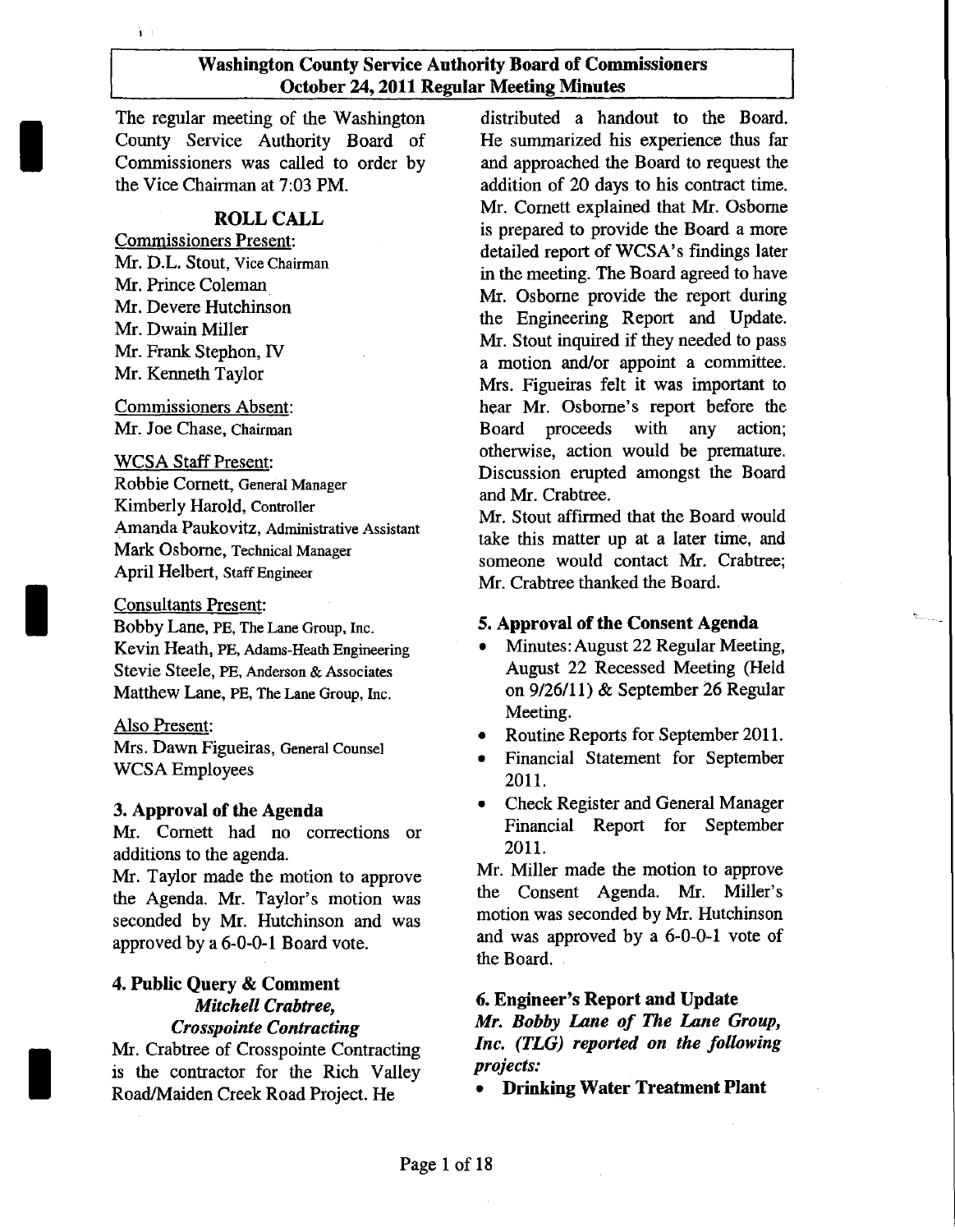# Washington County Service Authority Board of Commissioners October 24, 2011 Regular Meeting Minutes

The regular meeting of the Washington County Service Authority Board of Commissioners was called to order by the Vice Chairman at 7:03 PM.

## ROLL CALL

Commissioners Present:
Mr. D.L. Stout, Vice Chairman
Mr. Prince Coleman
Mr. Devere Hutchinson
Mr. Dwain Miller
Mr. Frank Stephon, IV
Mr. Kenneth Taylor

Commissioners Absent:
Mr. Joe Chase, Chairman

WCSA Staff Present:
Robbie Cornett, General Manager
Kimberly Harold, Controller
Amanda Paukovitz, Administrative Assistant
Mark Osborne, Technical Manager
April Helbert, Staff Engineer

Consultants Present:
Bobby Lane, PE, The Lane Group, Inc.
Kevin Heath, PE, Adams-Heath Engineering
Stevie Steele, PE, Anderson & Associates
Matthew Lane, PE, The Lane Group, Inc.

Also Present:
Mrs. Dawn Figueiras, General Counsel
WCSA Employees

### 3. Approval of the Agenda

Mr. Cornett had no corrections or additions to the agenda.

Mr. Taylor made the motion to approve the Agenda. Mr. Taylor's motion was seconded by Mr. Hutchinson and was approved by a 6-0-0-1 Board vote.

### 4. Public Query & Comment

***Mitchell Crabtree, Crosspointe Contracting***

Mr. Crabtree of Crosspointe Contracting is the contractor for the Rich Valley Road/Maiden Creek Road Project. He distributed a handout to the Board. He summarized his experience thus far and approached the Board to request the addition of 20 days to his contract time. Mr. Cornett explained that Mr. Osborne is prepared to provide the Board a more detailed report of WCSA's findings later in the meeting. The Board agreed to have Mr. Osborne provide the report during the Engineering Report and Update. Mr. Stout inquired if they needed to pass a motion and/or appoint a committee. Mrs. Figueiras felt it was important to hear Mr. Osborne's report before the Board proceeds with any action; otherwise, action would be premature. Discussion erupted amongst the Board and Mr. Crabtree.

Mr. Stout affirmed that the Board would take this matter up at a later time, and someone would contact Mr. Crabtree; Mr. Crabtree thanked the Board.

### 5. Approval of the Consent Agenda

- Minutes: August 22 Regular Meeting, August 22 Recessed Meeting (Held on 9/26/11) & September 26 Regular Meeting.
- Routine Reports for September 2011.
- Financial Statement for September 2011.
- Check Register and General Manager Financial Report for September 2011.

Mr. Miller made the motion to approve the Consent Agenda. Mr. Miller's motion was seconded by Mr. Hutchinson and was approved by a 6-0-0-1 vote of the Board.

### 6. Engineer's Report and Update

***Mr. Bobby Lane of The Lane Group, Inc. (TLG) reported on the following projects:***

- **Drinking Water Treatment Plant**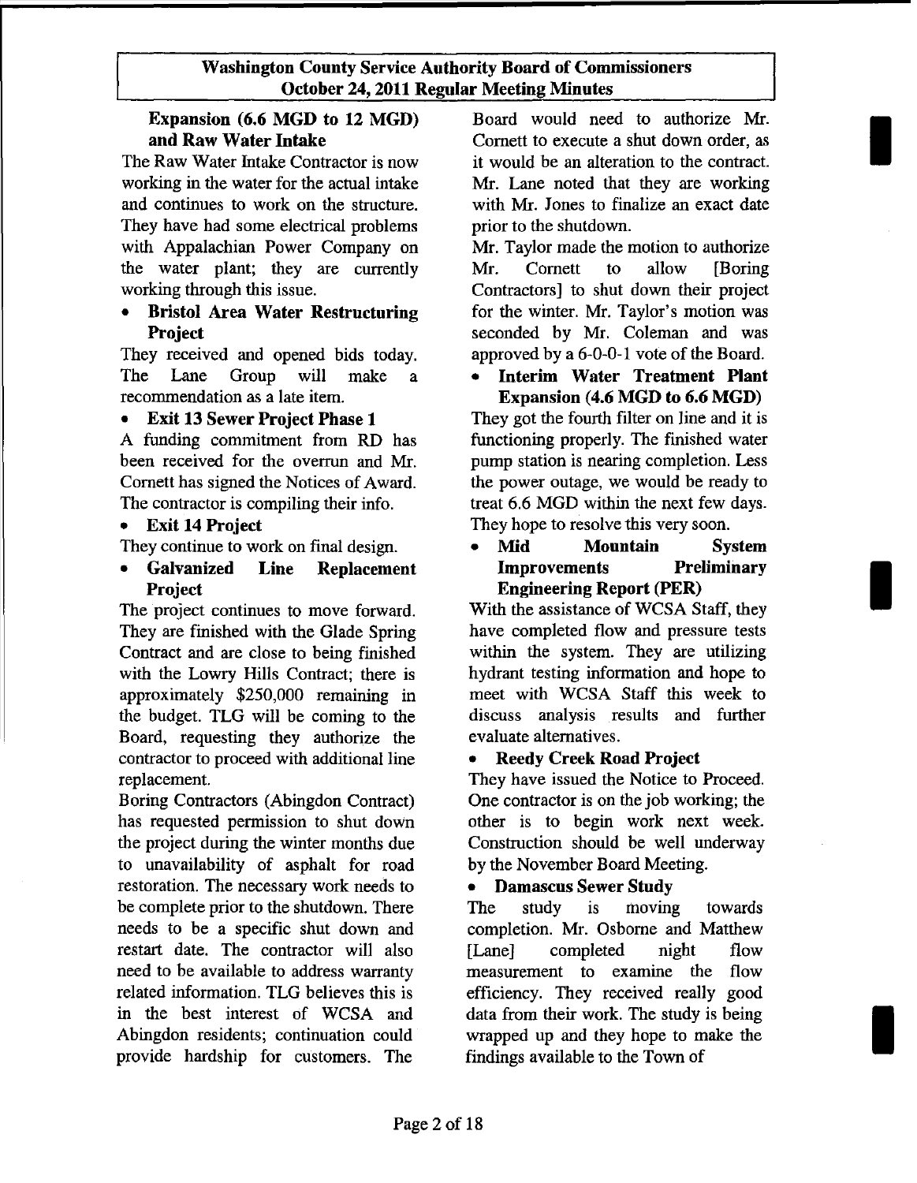**Expansion (6.6 MGD to 12 MGD) and Raw Water Intake**

The Raw Water Intake Contractor is now working in the water for the actual intake and continues to work on the structure. They have had some electrical problems with Appalachian Power Company on the water plant; they are currently working through this issue.

- **Bristol Area Water Restructuring Project**

They received and opened bids today. The Lane Group will make a recommendation as a late item.

- **Exit 13 Sewer Project Phase 1**

A funding commitment from RD has been received for the overrun and Mr. Cornett has signed the Notices of Award. The contractor is compiling their info.

- **Exit 14 Project**

They continue to work on final design.

- **Galvanized Line Replacement Project**

The project continues to move forward. They are finished with the Glade Spring Contract and are close to being finished with the Lowry Hills Contract; there is approximately $250,000 remaining in the budget. TLG will be coming to the Board, requesting they authorize the contractor to proceed with additional line replacement.

Boring Contractors (Abingdon Contract) has requested permission to shut down the project during the winter months due to unavailability of asphalt for road restoration. The necessary work needs to be complete prior to the shutdown. There needs to be a specific shut down and restart date. The contractor will also need to be available to address warranty related information. TLG believes this is in the best interest of WCSA and Abingdon residents; continuation could provide hardship for customers. The Board would need to authorize Mr. Cornett to execute a shut down order, as it would be an alteration to the contract. Mr. Lane noted that they are working with Mr. Jones to finalize an exact date prior to the shutdown.

Mr. Taylor made the motion to authorize Mr. Cornett to allow [Boring Contractors] to shut down their project for the winter. Mr. Taylor's motion was seconded by Mr. Coleman and was approved by a 6-0-0-1 vote of the Board.

- **Interim Water Treatment Plant Expansion (4.6 MGD to 6.6 MGD)**

They got the fourth filter on line and it is functioning properly. The finished water pump station is nearing completion. Less the power outage, we would be ready to treat 6.6 MGD within the next few days. They hope to resolve this very soon.

- **Mid Mountain System Improvements Preliminary Engineering Report (PER)**

With the assistance of WCSA Staff, they have completed flow and pressure tests within the system. They are utilizing hydrant testing information and hope to meet with WCSA Staff this week to discuss analysis results and further evaluate alternatives.

- **Reedy Creek Road Project**

They have issued the Notice to Proceed. One contractor is on the job working; the other is to begin work next week. Construction should be well underway by the November Board Meeting.

- **Damascus Sewer Study**

The study is moving towards completion. Mr. Osborne and Matthew [Lane] completed night flow measurement to examine the flow efficiency. They received really good data from their work. The study is being wrapped up and they hope to make the findings available to the Town of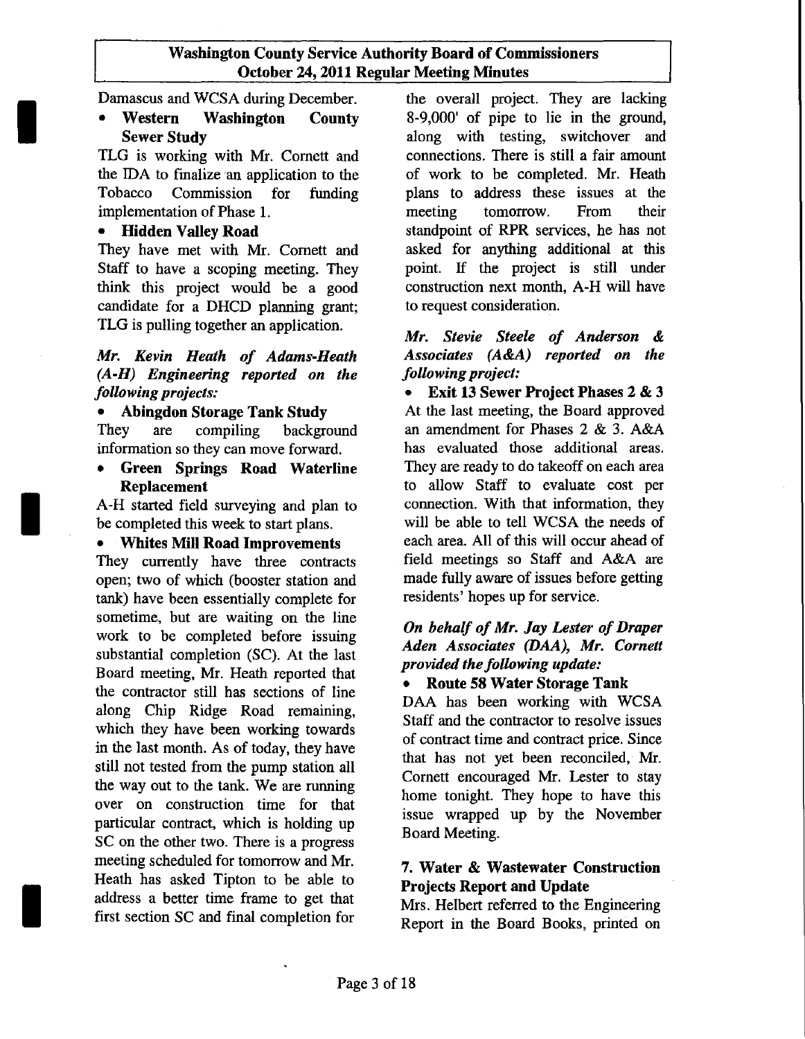Damascus and WCSA during December.

- **Western Washington County Sewer Study**

TLG is working with Mr. Cornett and the IDA to finalize an application to the Tobacco Commission for funding implementation of Phase 1.

- **Hidden Valley Road**

They have met with Mr. Cornett and Staff to have a scoping meeting. They think this project would be a good candidate for a DHCD planning grant; TLG is pulling together an application.

***Mr. Kevin Heath of Adams-Heath (A-H) Engineering reported on the following projects:***

- **Abingdon Storage Tank Study**

They are compiling background information so they can move forward.

- **Green Springs Road Waterline Replacement**

A-H started field surveying and plan to be completed this week to start plans.

- **Whites Mill Road Improvements**

They currently have three contracts open; two of which (booster station and tank) have been essentially complete for sometime, but are waiting on the line work to be completed before issuing substantial completion (SC). At the last Board meeting, Mr. Heath reported that the contractor still has sections of line along Chip Ridge Road remaining, which they have been working towards in the last month. As of today, they have still not tested from the pump station all the way out to the tank. We are running over on construction time for that particular contract, which is holding up SC on the other two. There is a progress meeting scheduled for tomorrow and Mr. Heath has asked Tipton to be able to address a better time frame to get that first section SC and final completion for the overall project. They are lacking 8-9,000' of pipe to lie in the ground, along with testing, switchover and connections. There is still a fair amount of work to be completed. Mr. Heath plans to address these issues at the meeting tomorrow. From their standpoint of RPR services, he has not asked for anything additional at this point. If the project is still under construction next month, A-H will have to request consideration.

***Mr. Stevie Steele of Anderson & Associates (A&A) reported on the following project:***

- **Exit 13 Sewer Project Phases 2 & 3**

At the last meeting, the Board approved an amendment for Phases 2 & 3. A&A has evaluated those additional areas. They are ready to do takeoff on each area to allow Staff to evaluate cost per connection. With that information, they will be able to tell WCSA the needs of each area. All of this will occur ahead of field meetings so Staff and A&A are made fully aware of issues before getting residents' hopes up for service.

***On behalf of Mr. Jay Lester of Draper Aden Associates (DAA), Mr. Cornett provided the following update:***

- **Route 58 Water Storage Tank**

DAA has been working with WCSA Staff and the contractor to resolve issues of contract time and contract price. Since that has not yet been reconciled, Mr. Cornett encouraged Mr. Lester to stay home tonight. They hope to have this issue wrapped up by the November Board Meeting.

### 7. Water & Wastewater Construction Projects Report and Update

Mrs. Helbert referred to the Engineering Report in the Board Books, printed on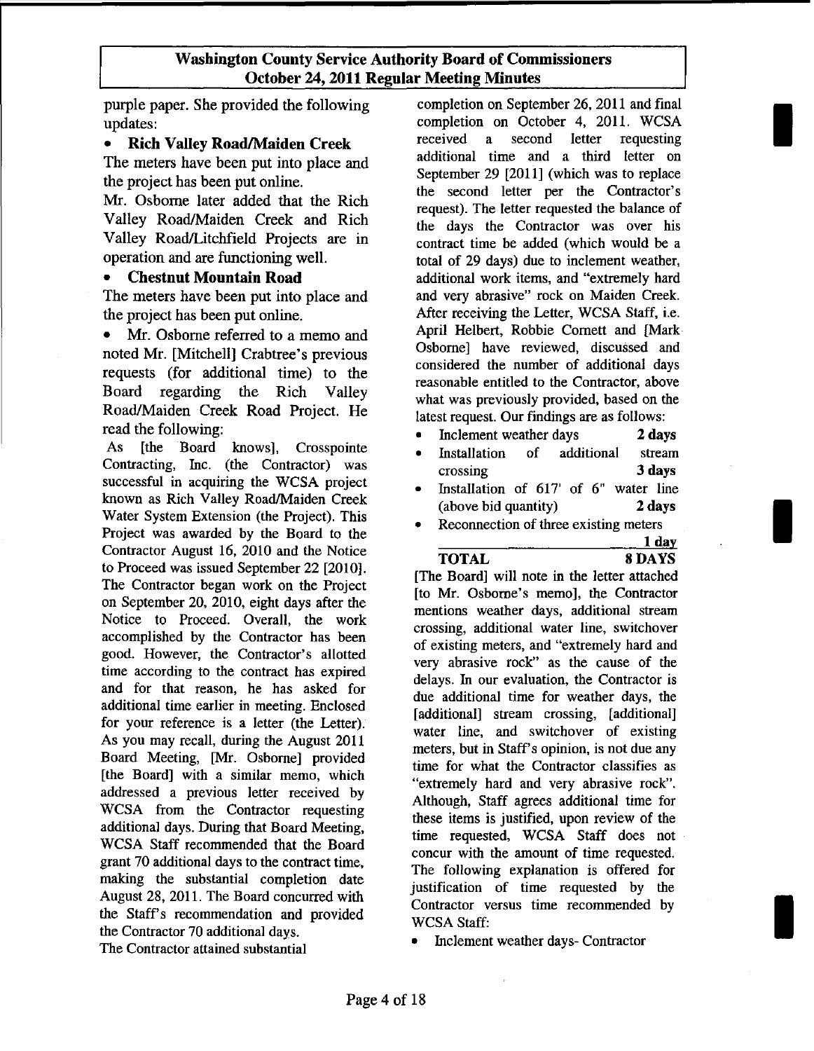purple paper. She provided the following updates:

- **Rich Valley Road/Maiden Creek**

The meters have been put into place and the project has been put online.

Mr. Osborne later added that the Rich Valley Road/Maiden Creek and Rich Valley Road/Litchfield Projects are in operation and are functioning well.

- **Chestnut Mountain Road**

The meters have been put into place and the project has been put online.

- Mr. Osborne referred to a memo and noted Mr. [Mitchell] Crabtree's previous requests (for additional time) to the Board regarding the Rich Valley Road/Maiden Creek Road Project. He read the following:

As [the Board knows], Crosspointe Contracting, Inc. (the Contractor) was successful in acquiring the WCSA project known as Rich Valley Road/Maiden Creek Water System Extension (the Project). This Project was awarded by the Board to the Contractor August 16, 2010 and the Notice to Proceed was issued September 22 [2010]. The Contractor began work on the Project on September 20, 2010, eight days after the Notice to Proceed. Overall, the work accomplished by the Contractor has been good. However, the Contractor's allotted time according to the contract has expired and for that reason, he has asked for additional time earlier in meeting. Enclosed for your reference is a letter (the Letter). As you may recall, during the August 2011 Board Meeting, [Mr. Osborne] provided [the Board] with a similar memo, which addressed a previous letter received by WCSA from the Contractor requesting additional days. During that Board Meeting, WCSA Staff recommended that the Board grant 70 additional days to the contract time, making the substantial completion date August 28, 2011. The Board concurred with the Staff's recommendation and provided the Contractor 70 additional days.

The Contractor attained substantial completion on September 26, 2011 and final completion on October 4, 2011. WCSA received a second letter requesting additional time and a third letter on September 29 [2011] (which was to replace the second letter per the Contractor's request). The letter requested the balance of the days the Contractor was over his contract time be added (which would be a total of 29 days) due to inclement weather, additional work items, and "extremely hard and very abrasive" rock on Maiden Creek. After receiving the Letter, WCSA Staff, i.e. April Helbert, Robbie Cornett and [Mark Osborne] have reviewed, discussed and considered the number of additional days reasonable entitled to the Contractor, above what was previously provided, based on the latest request. Our findings are as follows:

- Inclement weather days **2 days**
- Installation of additional stream crossing **3 days**
- Installation of 617' of 6" water line (above bid quantity) **2 days**
- Reconnection of three existing meters **1 day**

**TOTAL 8 DAYS**

[The Board] will note in the letter attached [to Mr. Osborne's memo], the Contractor mentions weather days, additional stream crossing, additional water line, switchover of existing meters, and "extremely hard and very abrasive rock" as the cause of the delays. In our evaluation, the Contractor is due additional time for weather days, the [additional] stream crossing, [additional] water line, and switchover of existing meters, but in Staff's opinion, is not due any time for what the Contractor classifies as "extremely hard and very abrasive rock". Although, Staff agrees additional time for these items is justified, upon review of the time requested, WCSA Staff does not concur with the amount of time requested. The following explanation is offered for justification of time requested by the Contractor versus time recommended by WCSA Staff:

- Inclement weather days- Contractor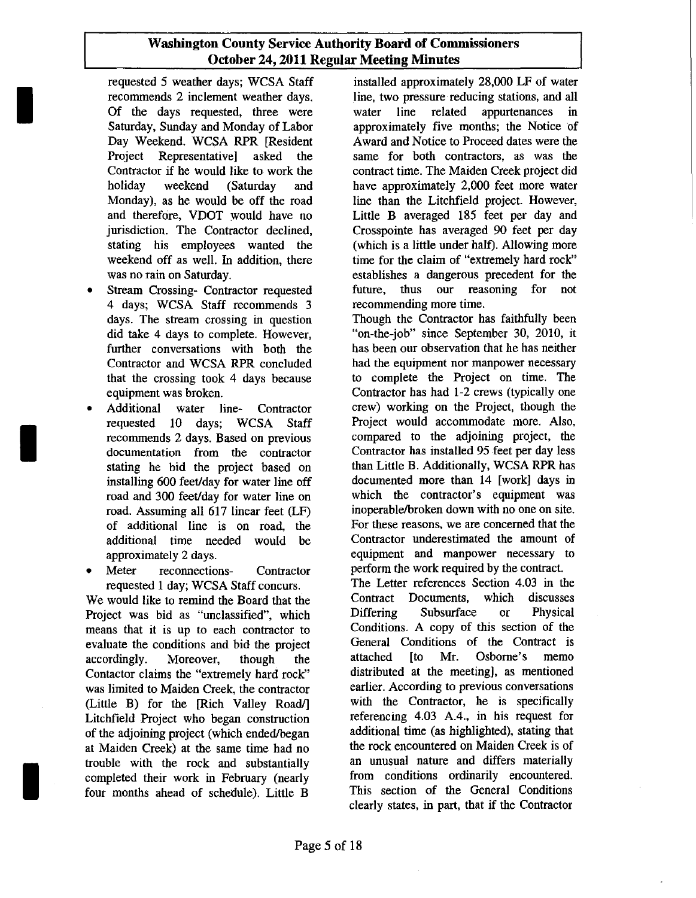requested 5 weather days; WCSA Staff recommends 2 inclement weather days. Of the days requested, three were Saturday, Sunday and Monday of Labor Day Weekend. WCSA RPR [Resident Project Representative] asked the Contractor if he would like to work the holiday weekend (Saturday and Monday), as he would be off the road and therefore, VDOT would have no jurisdiction. The Contractor declined, stating his employees wanted the weekend off as well. In addition, there was no rain on Saturday.

- Stream Crossing- Contractor requested 4 days; WCSA Staff recommends 3 days. The stream crossing in question did take 4 days to complete. However, further conversations with both the Contractor and WCSA RPR concluded that the crossing took 4 days because equipment was broken.
- Additional water line- Contractor requested 10 days; WCSA Staff recommends 2 days. Based on previous documentation from the contractor stating he bid the project based on installing 600 feet/day for water line off road and 300 feet/day for water line on road. Assuming all 617 linear feet (LF) of additional line is on road, the additional time needed would be approximately 2 days.
- Meter reconnections- Contractor requested 1 day; WCSA Staff concurs.

We would like to remind the Board that the Project was bid as "unclassified", which means that it is up to each contractor to evaluate the conditions and bid the project accordingly. Moreover, though the Contactor claims the "extremely hard rock" was limited to Maiden Creek, the contractor (Little B) for the [Rich Valley Road/] Litchfield Project who began construction of the adjoining project (which ended/began at Maiden Creek) at the same time had no trouble with the rock and substantially completed their work in February (nearly four months ahead of schedule). Little B installed approximately 28,000 LF of water line, two pressure reducing stations, and all water line related appurtenances in approximately five months; the Notice of Award and Notice to Proceed dates were the same for both contractors, as was the contract time. The Maiden Creek project did have approximately 2,000 feet more water line than the Litchfield project. However, Little B averaged 185 feet per day and Crosspointe has averaged 90 feet per day (which is a little under half). Allowing more time for the claim of "extremely hard rock" establishes a dangerous precedent for the future, thus our reasoning for not recommending more time.

Though the Contractor has faithfully been "on-the-job" since September 30, 2010, it has been our observation that he has neither had the equipment nor manpower necessary to complete the Project on time. The Contractor has had 1-2 crews (typically one crew) working on the Project, though the Project would accommodate more. Also, compared to the adjoining project, the Contractor has installed 95 feet per day less than Little B. Additionally, WCSA RPR has documented more than 14 [work] days in which the contractor's equipment was inoperable/broken down with no one on site. For these reasons, we are concerned that the Contractor underestimated the amount of equipment and manpower necessary to perform the work required by the contract.

The Letter references Section 4.03 in the Contract Documents, which discusses Differing Subsurface or Physical Conditions. A copy of this section of the General Conditions of the Contract is attached [to Mr. Osborne's memo distributed at the meeting], as mentioned earlier. According to previous conversations with the Contractor, he is specifically referencing 4.03 A.4., in his request for additional time (as highlighted), stating that the rock encountered on Maiden Creek is of an unusual nature and differs materially from conditions ordinarily encountered. This section of the General Conditions clearly states, in part, that if the Contractor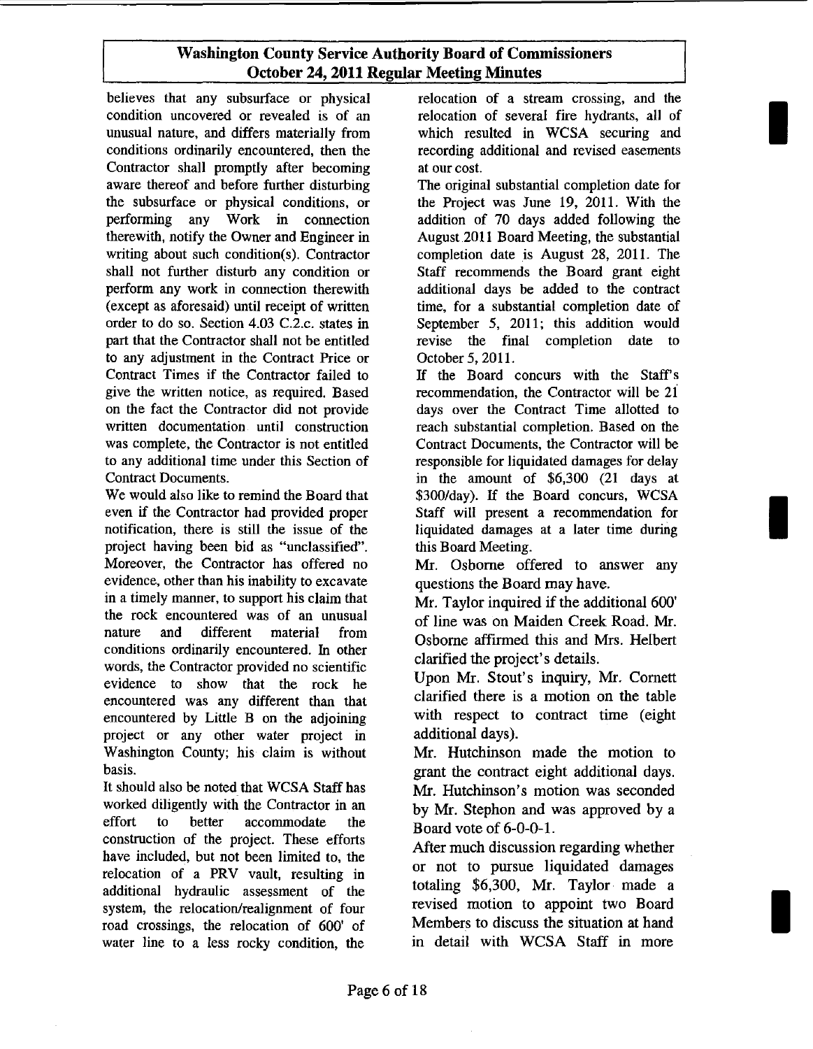believes that any subsurface or physical condition uncovered or revealed is of an unusual nature, and differs materially from conditions ordinarily encountered, then the Contractor shall promptly after becoming aware thereof and before further disturbing the subsurface or physical conditions, or performing any Work in connection therewith, notify the Owner and Engineer in writing about such condition(s). Contractor shall not further disturb any condition or perform any work in connection therewith (except as aforesaid) until receipt of written order to do so. Section 4.03 C.2.c. states in part that the Contractor shall not be entitled to any adjustment in the Contract Price or Contract Times if the Contractor failed to give the written notice, as required. Based on the fact the Contractor did not provide written documentation until construction was complete, the Contractor is not entitled to any additional time under this Section of Contract Documents.

We would also like to remind the Board that even if the Contractor had provided proper notification, there is still the issue of the project having been bid as "unclassified". Moreover, the Contractor has offered no evidence, other than his inability to excavate in a timely manner, to support his claim that the rock encountered was of an unusual nature and different material from conditions ordinarily encountered. In other words, the Contractor provided no scientific evidence to show that the rock he encountered was any different than that encountered by Little B on the adjoining project or any other water project in Washington County; his claim is without basis.

It should also be noted that WCSA Staff has worked diligently with the Contractor in an effort to better accommodate the construction of the project. These efforts have included, but not been limited to, the relocation of a PRV vault, resulting in additional hydraulic assessment of the system, the relocation/realignment of four road crossings, the relocation of 600' of water line to a less rocky condition, the relocation of a stream crossing, and the relocation of several fire hydrants, all of which resulted in WCSA securing and recording additional and revised easements at our cost.

The original substantial completion date for the Project was June 19, 2011. With the addition of 70 days added following the August 2011 Board Meeting, the substantial completion date is August 28, 2011. The Staff recommends the Board grant eight additional days be added to the contract time, for a substantial completion date of September 5, 2011; this addition would revise the final completion date to October 5, 2011.

If the Board concurs with the Staff's recommendation, the Contractor will be 21 days over the Contract Time allotted to reach substantial completion. Based on the Contract Documents, the Contractor will be responsible for liquidated damages for delay in the amount of $6,300 (21 days at $300/day). If the Board concurs, WCSA Staff will present a recommendation for liquidated damages at a later time during this Board Meeting.

Mr. Osborne offered to answer any questions the Board may have.

Mr. Taylor inquired if the additional 600' of line was on Maiden Creek Road. Mr. Osborne affirmed this and Mrs. Helbert clarified the project's details.

Upon Mr. Stout's inquiry, Mr. Cornett clarified there is a motion on the table with respect to contract time (eight additional days).

Mr. Hutchinson made the motion to grant the contract eight additional days. Mr. Hutchinson's motion was seconded by Mr. Stephon and was approved by a Board vote of 6-0-0-1.

After much discussion regarding whether or not to pursue liquidated damages totaling $6,300, Mr. Taylor made a revised motion to appoint two Board Members to discuss the situation at hand in detail with WCSA Staff in more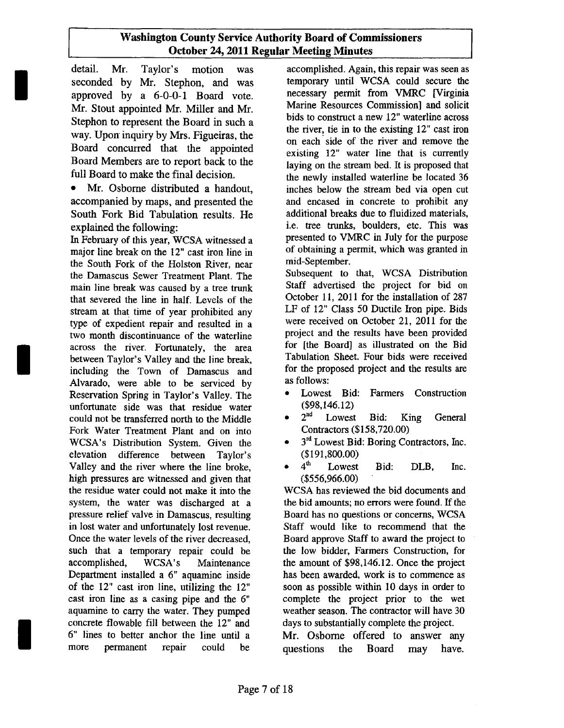detail. Mr. Taylor's motion was seconded by Mr. Stephon, and was approved by a 6-0-0-1 Board vote. Mr. Stout appointed Mr. Miller and Mr. Stephon to represent the Board in such a way. Upon inquiry by Mrs. Figueiras, the Board concurred that the appointed Board Members are to report back to the full Board to make the final decision.

- Mr. Osborne distributed a handout, accompanied by maps, and presented the South Fork Bid Tabulation results. He explained the following:

In February of this year, WCSA witnessed a major line break on the 12" cast iron line in the South Fork of the Holston River, near the Damascus Sewer Treatment Plant. The main line break was caused by a tree trunk that severed the line in half. Levels of the stream at that time of year prohibited any type of expedient repair and resulted in a two month discontinuance of the waterline across the river. Fortunately, the area between Taylor's Valley and the line break, including the Town of Damascus and Alvarado, were able to be serviced by Reservation Spring in Taylor's Valley. The unfortunate side was that residue water could not be transferred north to the Middle Fork Water Treatment Plant and on into WCSA's Distribution System. Given the elevation difference between Taylor's Valley and the river where the line broke, high pressures are witnessed and given that the residue water could not make it into the system, the water was discharged at a pressure relief valve in Damascus, resulting in lost water and unfortunately lost revenue. Once the water levels of the river decreased, such that a temporary repair could be accomplished, WCSA's Maintenance Department installed a 6" aquamine inside of the 12" cast iron line, utilizing the 12" cast iron line as a casing pipe and the 6" aquamine to carry the water. They pumped concrete flowable fill between the 12" and 6" lines to better anchor the line until a more permanent repair could be accomplished. Again, this repair was seen as temporary until WCSA could secure the necessary permit from VMRC [Virginia Marine Resources Commission] and solicit bids to construct a new 12" waterline across the river, tie in to the existing 12" cast iron on each side of the river and remove the existing 12" water line that is currently laying on the stream bed. It is proposed that the newly installed waterline be located 36 inches below the stream bed via open cut and encased in concrete to prohibit any additional breaks due to fluidized materials, i.e. tree trunks, boulders, etc. This was presented to VMRC in July for the purpose of obtaining a permit, which was granted in mid-September.

Subsequent to that, WCSA Distribution Staff advertised the project for bid on October 11, 2011 for the installation of 287 LF of 12" Class 50 Ductile Iron pipe. Bids were received on October 21, 2011 for the project and the results have been provided for [the Board] as illustrated on the Bid Tabulation Sheet. Four bids were received for the proposed project and the results are as follows:

- Lowest Bid: Farmers Construction ($98,146.12)
- 2nd Lowest Bid: King General Contractors ($158,720.00)
- 3rd Lowest Bid: Boring Contractors, Inc. ($191,800.00)
- 4th Lowest Bid: DLB, Inc. ($556,966.00)

WCSA has reviewed the bid documents and the bid amounts; no errors were found. If the Board has no questions or concerns, WCSA Staff would like to recommend that the Board approve Staff to award the project to the low bidder, Farmers Construction, for the amount of $98,146.12. Once the project has been awarded, work is to commence as soon as possible within 10 days in order to complete the project prior to the wet weather season. The contractor will have 30 days to substantially complete the project.

Mr. Osborne offered to answer any questions the Board may have.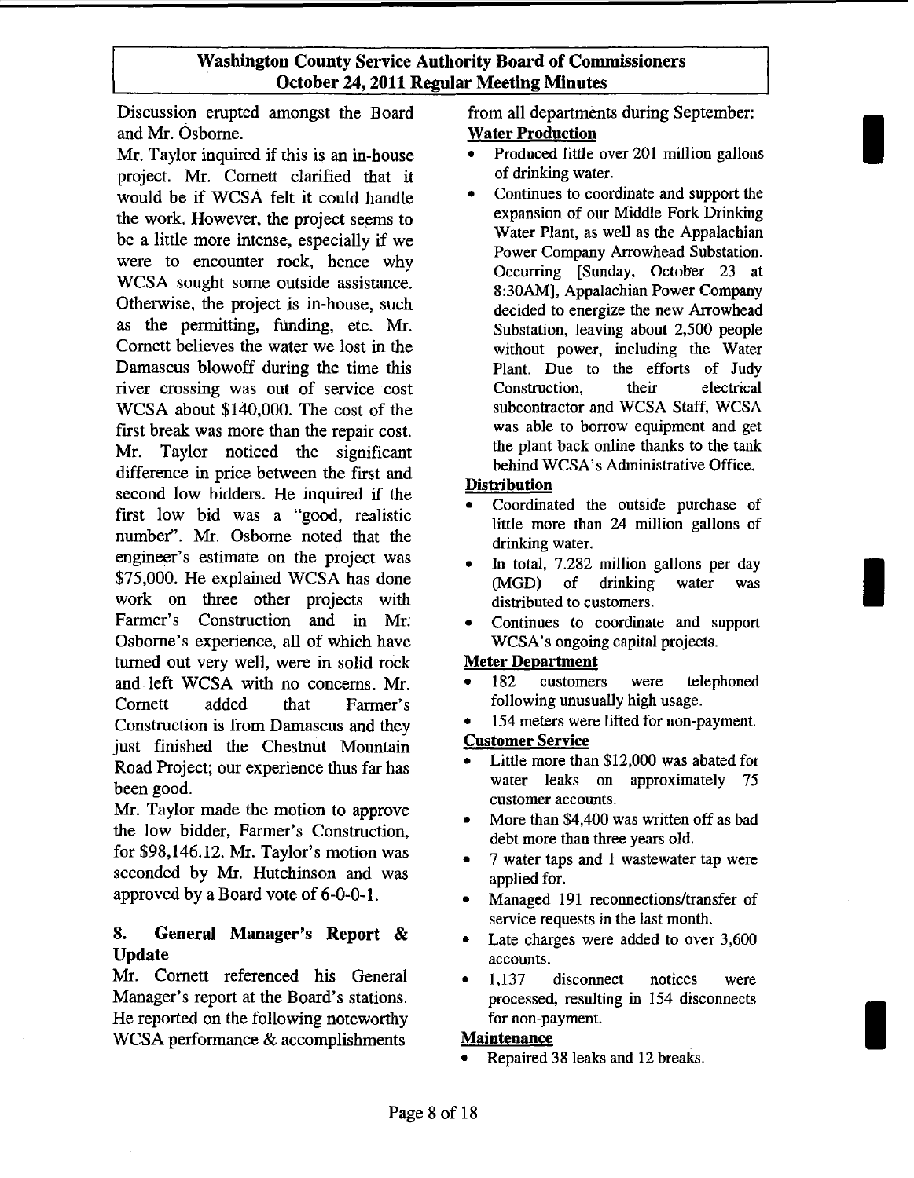Discussion erupted amongst the Board and Mr. Osborne.

Mr. Taylor inquired if this is an in-house project. Mr. Cornett clarified that it would be if WCSA felt it could handle the work. However, the project seems to be a little more intense, especially if we were to encounter rock, hence why WCSA sought some outside assistance. Otherwise, the project is in-house, such as the permitting, funding, etc. Mr. Cornett believes the water we lost in the Damascus blowoff during the time this river crossing was out of service cost WCSA about $140,000. The cost of the first break was more than the repair cost. Mr. Taylor noticed the significant difference in price between the first and second low bidders. He inquired if the first low bid was a "good, realistic number". Mr. Osborne noted that the engineer's estimate on the project was $75,000. He explained WCSA has done work on three other projects with Farmer's Construction and in Mr. Osborne's experience, all of which have turned out very well, were in solid rock and left WCSA with no concerns. Mr. Cornett added that Farmer's Construction is from Damascus and they just finished the Chestnut Mountain Road Project; our experience thus far has been good.

Mr. Taylor made the motion to approve the low bidder, Farmer's Construction, for $98,146.12. Mr. Taylor's motion was seconded by Mr. Hutchinson and was approved by a Board vote of 6-0-0-1.

## 8. General Manager's Report & Update

Mr. Cornett referenced his General Manager's report at the Board's stations. He reported on the following noteworthy WCSA performance & accomplishments from all departments during September:

**Water Production**

- Produced little over 201 million gallons of drinking water.
- Continues to coordinate and support the expansion of our Middle Fork Drinking Water Plant, as well as the Appalachian Power Company Arrowhead Substation. Occurring [Sunday, October 23 at 8:30AM], Appalachian Power Company decided to energize the new Arrowhead Substation, leaving about 2,500 people without power, including the Water Plant. Due to the efforts of Judy Construction, their electrical subcontractor and WCSA Staff, WCSA was able to borrow equipment and get the plant back online thanks to the tank behind WCSA's Administrative Office.

**Distribution**

- Coordinated the outside purchase of little more than 24 million gallons of drinking water.
- In total, 7.282 million gallons per day (MGD) of drinking water was distributed to customers.
- Continues to coordinate and support WCSA's ongoing capital projects.

**Meter Department**

- 182 customers were telephoned following unusually high usage.
- 154 meters were lifted for non-payment.

**Customer Service**

- Little more than $12,000 was abated for water leaks on approximately 75 customer accounts.
- More than $4,400 was written off as bad debt more than three years old.
- 7 water taps and 1 wastewater tap were applied for.
- Managed 191 reconnections/transfer of service requests in the last month.
- Late charges were added to over 3,600 accounts.
- 1,137 disconnect notices were processed, resulting in 154 disconnects for non-payment.

**Maintenance**

- Repaired 38 leaks and 12 breaks.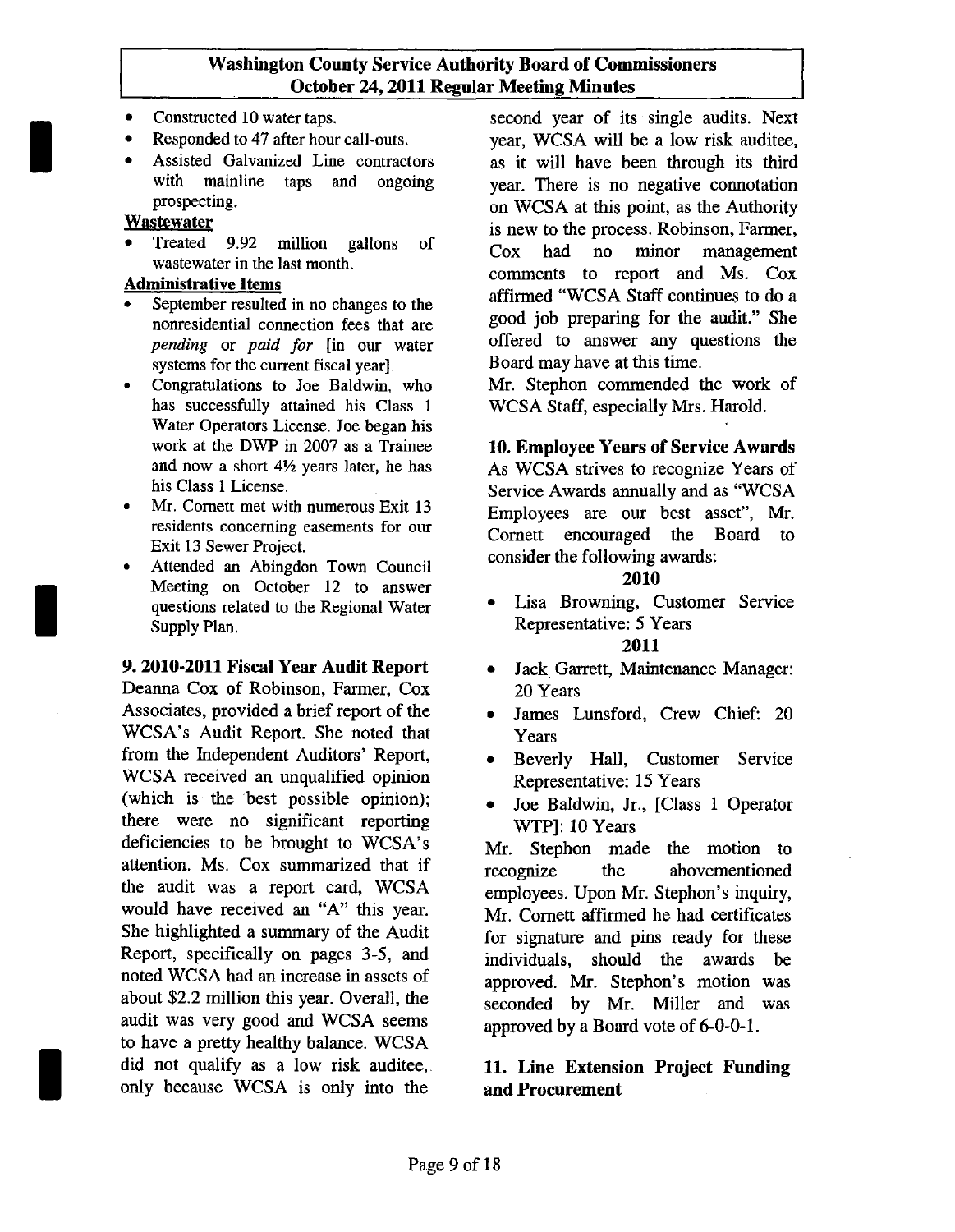- Constructed 10 water taps.
- Responded to 47 after hour call-outs.
- Assisted Galvanized Line contractors with mainline taps and ongoing prospecting.

**Wastewater**

- Treated 9.92 million gallons of wastewater in the last month.

**Administrative Items**

- September resulted in no changes to the nonresidential connection fees that are *pending* or *paid for* [in our water systems for the current fiscal year].
- Congratulations to Joe Baldwin, who has successfully attained his Class 1 Water Operators License. Joe began his work at the DWP in 2007 as a Trainee and now a short 4½ years later, he has his Class 1 License.
- Mr. Cornett met with numerous Exit 13 residents concerning easements for our Exit 13 Sewer Project.
- Attended an Abingdon Town Council Meeting on October 12 to answer questions related to the Regional Water Supply Plan.

### 9. 2010-2011 Fiscal Year Audit Report

Deanna Cox of Robinson, Farmer, Cox Associates, provided a brief report of the WCSA's Audit Report. She noted that from the Independent Auditors' Report, WCSA received an unqualified opinion (which is the best possible opinion); there were no significant reporting deficiencies to be brought to WCSA's attention. Ms. Cox summarized that if the audit was a report card, WCSA would have received an "A" this year. She highlighted a summary of the Audit Report, specifically on pages 3-5, and noted WCSA had an increase in assets of about $2.2 million this year. Overall, the audit was very good and WCSA seems to have a pretty healthy balance. WCSA did not qualify as a low risk auditee, only because WCSA is only into the second year of its single audits. Next year, WCSA will be a low risk auditee, as it will have been through its third year. There is no negative connotation on WCSA at this point, as the Authority is new to the process. Robinson, Farmer, Cox had no minor management comments to report and Ms. Cox affirmed "WCSA Staff continues to do a good job preparing for the audit." She offered to answer any questions the Board may have at this time.

Mr. Stephon commended the work of WCSA Staff, especially Mrs. Harold.

### 10. Employee Years of Service Awards

As WCSA strives to recognize Years of Service Awards annually and as "WCSA Employees are our best asset", Mr. Cornett encouraged the Board to consider the following awards:

**2010**

- Lisa Browning, Customer Service Representative: 5 Years

**2011**

- Jack Garrett, Maintenance Manager: 20 Years
- James Lunsford, Crew Chief: 20 Years
- Beverly Hall, Customer Service Representative: 15 Years
- Joe Baldwin, Jr., [Class 1 Operator WTP]: 10 Years

Mr. Stephon made the motion to recognize the abovementioned employees. Upon Mr. Stephon's inquiry, Mr. Cornett affirmed he had certificates for signature and pins ready for these individuals, should the awards be approved. Mr. Stephon's motion was seconded by Mr. Miller and was approved by a Board vote of 6-0-0-1.

### 11. Line Extension Project Funding and Procurement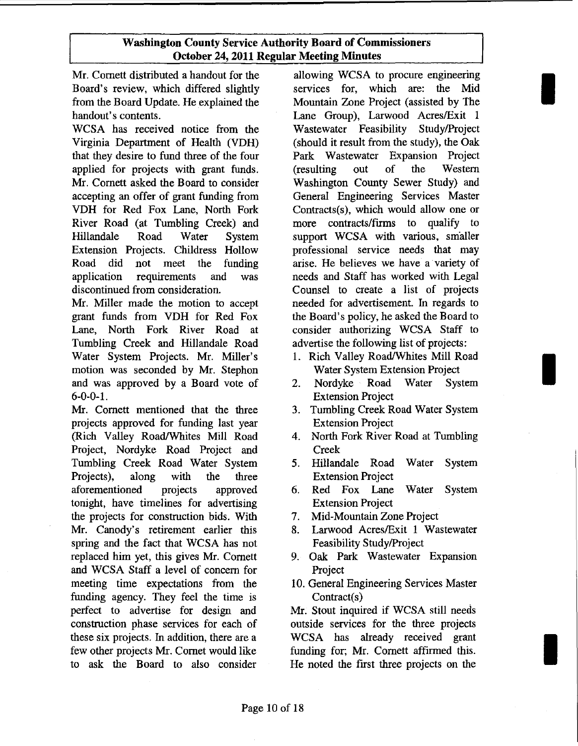Mr. Cornett distributed a handout for the Board's review, which differed slightly from the Board Update. He explained the handout's contents.

WCSA has received notice from the Virginia Department of Health (VDH) that they desire to fund three of the four applied for projects with grant funds. Mr. Cornett asked the Board to consider accepting an offer of grant funding from VDH for Red Fox Lane, North Fork River Road (at Tumbling Creek) and Hillandale Road Water System Extension Projects. Childress Hollow Road did not meet the funding application requirements and was discontinued from consideration.

Mr. Miller made the motion to accept grant funds from VDH for Red Fox Lane, North Fork River Road at Tumbling Creek and Hillandale Road Water System Projects. Mr. Miller's motion was seconded by Mr. Stephon and was approved by a Board vote of 6-0-0-1.

Mr. Cornett mentioned that the three projects approved for funding last year (Rich Valley Road/Whites Mill Road Project, Nordyke Road Project and Tumbling Creek Road Water System Projects), along with the three aforementioned projects approved tonight, have timelines for advertising the projects for construction bids. With Mr. Canody's retirement earlier this spring and the fact that WCSA has not replaced him yet, this gives Mr. Cornett and WCSA Staff a level of concern for meeting time expectations from the funding agency. They feel the time is perfect to advertise for design and construction phase services for each of these six projects. In addition, there are a few other projects Mr. Cornet would like to ask the Board to also consider allowing WCSA to procure engineering services for, which are: the Mid Mountain Zone Project (assisted by The Lane Group), Larwood Acres/Exit 1 Wastewater Feasibility Study/Project (should it result from the study), the Oak Park Wastewater Expansion Project (resulting out of the Western Washington County Sewer Study) and General Engineering Services Master Contracts(s), which would allow one or more contracts/firms to qualify to support WCSA with various, smaller professional service needs that may arise. He believes we have a variety of needs and Staff has worked with Legal Counsel to create a list of projects needed for advertisement. In regards to the Board's policy, he asked the Board to consider authorizing WCSA Staff to advertise the following list of projects:

1. Rich Valley Road/Whites Mill Road Water System Extension Project
2. Nordyke Road Water System Extension Project
3. Tumbling Creek Road Water System Extension Project
4. North Fork River Road at Tumbling Creek
5. Hillandale Road Water System Extension Project
6. Red Fox Lane Water System Extension Project
7. Mid-Mountain Zone Project
8. Larwood Acres/Exit 1 Wastewater Feasibility Study/Project
9. Oak Park Wastewater Expansion Project
10. General Engineering Services Master Contract(s)

Mr. Stout inquired if WCSA still needs outside services for the three projects WCSA has already received grant funding for; Mr. Cornett affirmed this. He noted the first three projects on the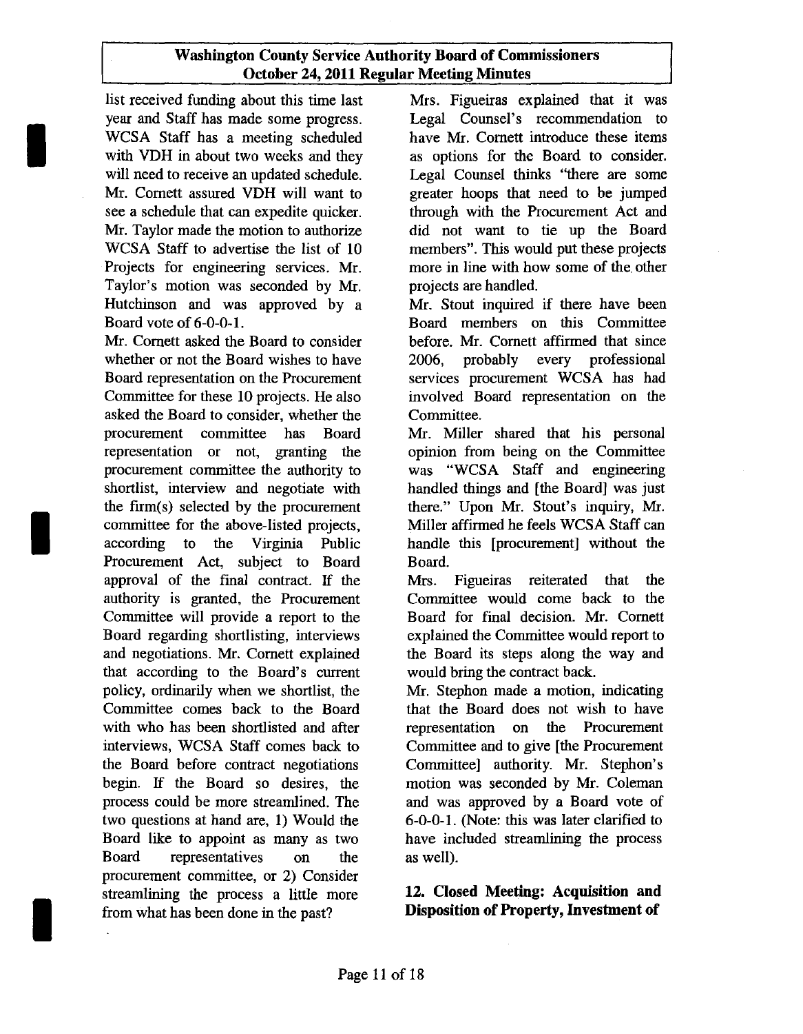list received funding about this time last year and Staff has made some progress. WCSA Staff has a meeting scheduled with VDH in about two weeks and they will need to receive an updated schedule. Mr. Cornett assured VDH will want to see a schedule that can expedite quicker. Mr. Taylor made the motion to authorize WCSA Staff to advertise the list of 10 Projects for engineering services. Mr. Taylor's motion was seconded by Mr. Hutchinson and was approved by a Board vote of 6-0-0-1.

Mr. Cornett asked the Board to consider whether or not the Board wishes to have Board representation on the Procurement Committee for these 10 projects. He also asked the Board to consider, whether the procurement committee has Board representation or not, granting the procurement committee the authority to shortlist, interview and negotiate with the firm(s) selected by the procurement committee for the above-listed projects, according to the Virginia Public Procurement Act, subject to Board approval of the final contract. If the authority is granted, the Procurement Committee will provide a report to the Board regarding shortlisting, interviews and negotiations. Mr. Cornett explained that according to the Board's current policy, ordinarily when we shortlist, the Committee comes back to the Board with who has been shortlisted and after interviews, WCSA Staff comes back to the Board before contract negotiations begin. If the Board so desires, the process could be more streamlined. The two questions at hand are, 1) Would the Board like to appoint as many as two Board representatives on the procurement committee, or 2) Consider streamlining the process a little more from what has been done in the past?

Mrs. Figueiras explained that it was Legal Counsel's recommendation to have Mr. Cornett introduce these items as options for the Board to consider. Legal Counsel thinks "there are some greater hoops that need to be jumped through with the Procurement Act and did not want to tie up the Board members". This would put these projects more in line with how some of the other projects are handled.

Mr. Stout inquired if there have been Board members on this Committee before. Mr. Cornett affirmed that since 2006, probably every professional services procurement WCSA has had involved Board representation on the Committee.

Mr. Miller shared that his personal opinion from being on the Committee was "WCSA Staff and engineering handled things and [the Board] was just there." Upon Mr. Stout's inquiry, Mr. Miller affirmed he feels WCSA Staff can handle this [procurement] without the Board.

Mrs. Figueiras reiterated that the Committee would come back to the Board for final decision. Mr. Cornett explained the Committee would report to the Board its steps along the way and would bring the contract back.

Mr. Stephon made a motion, indicating that the Board does not wish to have representation on the Procurement Committee and to give [the Procurement Committee] authority. Mr. Stephon's motion was seconded by Mr. Coleman and was approved by a Board vote of 6-0-0-1. (Note: this was later clarified to have included streamlining the process as well).

## 12. Closed Meeting: Acquisition and Disposition of Property, Investment of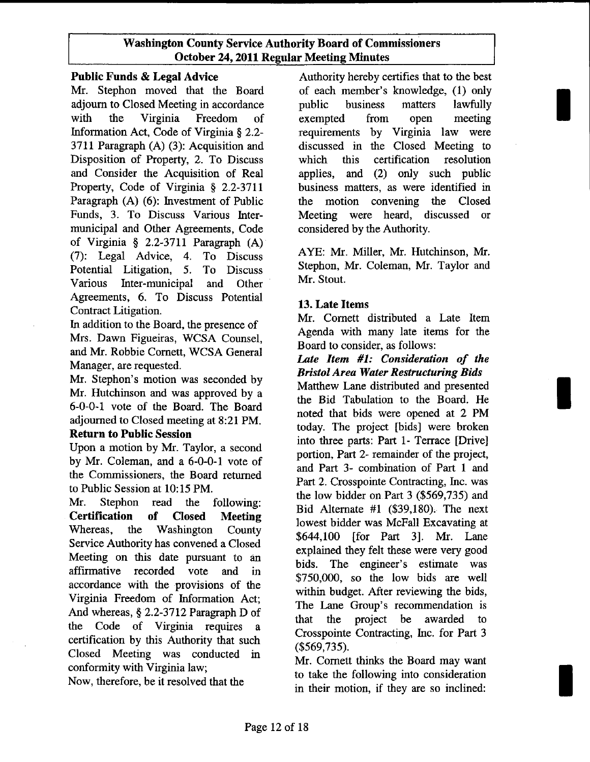**Public Funds & Legal Advice**

Mr. Stephon moved that the Board adjourn to Closed Meeting in accordance with the Virginia Freedom of Information Act, Code of Virginia § 2.2-3711 Paragraph (A) (3): Acquisition and Disposition of Property, 2. To Discuss and Consider the Acquisition of Real Property, Code of Virginia § 2.2-3711 Paragraph (A) (6): Investment of Public Funds, 3. To Discuss Various Inter-municipal and Other Agreements, Code of Virginia § 2.2-3711 Paragraph (A) (7): Legal Advice, 4. To Discuss Potential Litigation, 5. To Discuss Various Inter-municipal and Other Agreements, 6. To Discuss Potential Contract Litigation.

In addition to the Board, the presence of Mrs. Dawn Figueiras, WCSA Counsel, and Mr. Robbie Cornett, WCSA General Manager, are requested.

Mr. Stephon's motion was seconded by Mr. Hutchinson and was approved by a 6-0-0-1 vote of the Board. The Board adjourned to Closed meeting at 8:21 PM.

**Return to Public Session**

Upon a motion by Mr. Taylor, a second by Mr. Coleman, and a 6-0-0-1 vote of the Commissioners, the Board returned to Public Session at 10:15 PM.

Mr. Stephon read the following: **Certification of Closed Meeting** Whereas, the Washington County Service Authority has convened a Closed Meeting on this date pursuant to an affirmative recorded vote and in accordance with the provisions of the Virginia Freedom of Information Act; And whereas, § 2.2-3712 Paragraph D of the Code of Virginia requires a certification by this Authority that such Closed Meeting was conducted in conformity with Virginia law;

Now, therefore, be it resolved that the Authority hereby certifies that to the best of each member's knowledge, (1) only public business matters lawfully exempted from open meeting requirements by Virginia law were discussed in the Closed Meeting to which this certification resolution applies, and (2) only such public business matters, as were identified in the motion convening the Closed Meeting were heard, discussed or considered by the Authority.

AYE: Mr. Miller, Mr. Hutchinson, Mr. Stephon, Mr. Coleman, Mr. Taylor and Mr. Stout.

**13. Late Items**

Mr. Cornett distributed a Late Item Agenda with many late items for the Board to consider, as follows:

***Late Item #1: Consideration of the Bristol Area Water Restructuring Bids***

Matthew Lane distributed and presented the Bid Tabulation to the Board. He noted that bids were opened at 2 PM today. The project [bids] were broken into three parts: Part 1- Terrace [Drive] portion, Part 2- remainder of the project, and Part 3- combination of Part 1 and Part 2. Crosspointe Contracting, Inc. was the low bidder on Part 3 ($569,735) and Bid Alternate #1 ($39,180). The next lowest bidder was McFall Excavating at $644,100 [for Part 3]. Mr. Lane explained they felt these were very good bids. The engineer's estimate was $750,000, so the low bids are well within budget. After reviewing the bids, The Lane Group's recommendation is that the project be awarded to Crosspointe Contracting, Inc. for Part 3 ($569,735).

Mr. Cornett thinks the Board may want to take the following into consideration in their motion, if they are so inclined: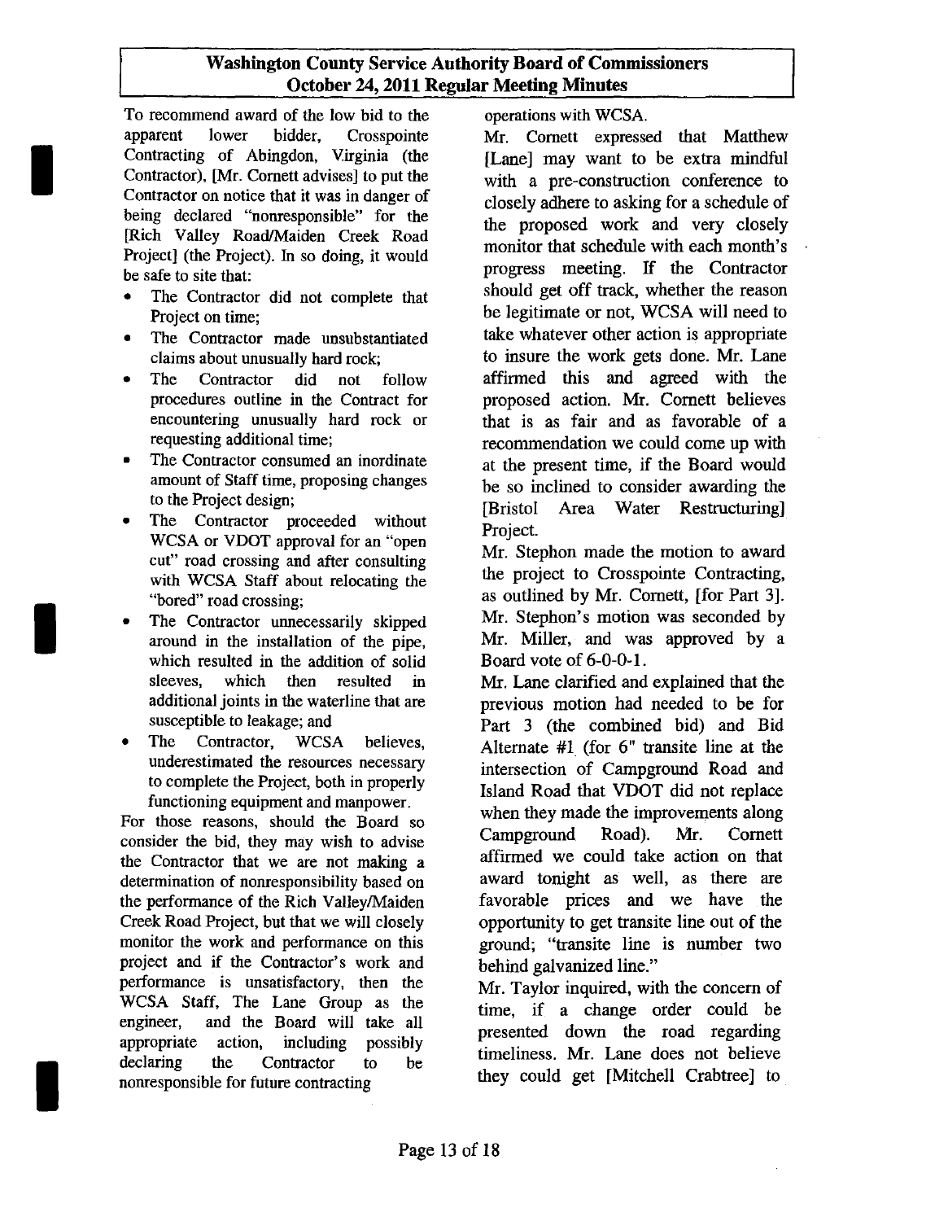To recommend award of the low bid to the apparent lower bidder, Crosspointe Contracting of Abingdon, Virginia (the Contractor), [Mr. Cornett advises] to put the Contractor on notice that it was in danger of being declared "nonresponsible" for the [Rich Valley Road/Maiden Creek Road Project] (the Project). In so doing, it would be safe to site that:

- The Contractor did not complete that Project on time;
- The Contractor made unsubstantiated claims about unusually hard rock;
- The Contractor did not follow procedures outline in the Contract for encountering unusually hard rock or requesting additional time;
- The Contractor consumed an inordinate amount of Staff time, proposing changes to the Project design;
- The Contractor proceeded without WCSA or VDOT approval for an "open cut" road crossing and after consulting with WCSA Staff about relocating the "bored" road crossing;
- The Contractor unnecessarily skipped around in the installation of the pipe, which resulted in the addition of solid sleeves, which then resulted in additional joints in the waterline that are susceptible to leakage; and
- The Contractor, WCSA believes, underestimated the resources necessary to complete the Project, both in properly functioning equipment and manpower.

For those reasons, should the Board so consider the bid, they may wish to advise the Contractor that we are not making a determination of nonresponsibility based on the performance of the Rich Valley/Maiden Creek Road Project, but that we will closely monitor the work and performance on this project and if the Contractor's work and performance is unsatisfactory, then the WCSA Staff, The Lane Group as the engineer, and the Board will take all appropriate action, including possibly declaring the Contractor to be nonresponsible for future contracting operations with WCSA.

Mr. Cornett expressed that Matthew [Lane] may want to be extra mindful with a pre-construction conference to closely adhere to asking for a schedule of the proposed work and very closely monitor that schedule with each month's progress meeting. If the Contractor should get off track, whether the reason be legitimate or not, WCSA will need to take whatever other action is appropriate to insure the work gets done. Mr. Lane affirmed this and agreed with the proposed action. Mr. Cornett believes that is as fair and as favorable of a recommendation we could come up with at the present time, if the Board would be so inclined to consider awarding the [Bristol Area Water Restructuring] Project.

Mr. Stephon made the motion to award the project to Crosspointe Contracting, as outlined by Mr. Cornett, [for Part 3]. Mr. Stephon's motion was seconded by Mr. Miller, and was approved by a Board vote of 6-0-0-1.

Mr. Lane clarified and explained that the previous motion had needed to be for Part 3 (the combined bid) and Bid Alternate #1 (for 6" transite line at the intersection of Campground Road and Island Road that VDOT did not replace when they made the improvements along Campground Road). Mr. Cornett affirmed we could take action on that award tonight as well, as there are favorable prices and we have the opportunity to get transite line out of the ground; "transite line is number two behind galvanized line."

Mr. Taylor inquired, with the concern of time, if a change order could be presented down the road regarding timeliness. Mr. Lane does not believe they could get [Mitchell Crabtree] to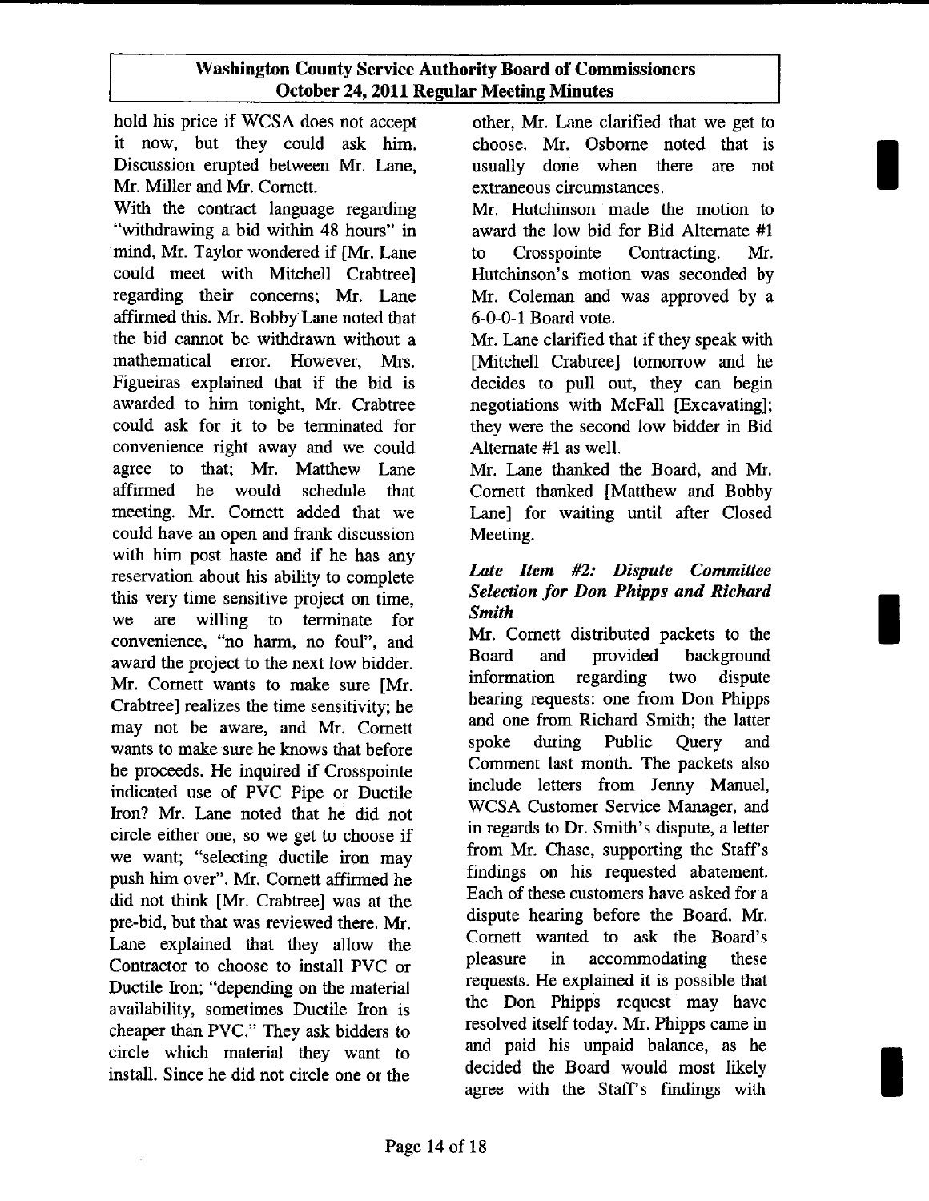hold his price if WCSA does not accept it now, but they could ask him. Discussion erupted between Mr. Lane, Mr. Miller and Mr. Cornett.

With the contract language regarding "withdrawing a bid within 48 hours" in mind, Mr. Taylor wondered if [Mr. Lane could meet with Mitchell Crabtree] regarding their concerns; Mr. Lane affirmed this. Mr. Bobby Lane noted that the bid cannot be withdrawn without a mathematical error. However, Mrs. Figueiras explained that if the bid is awarded to him tonight, Mr. Crabtree could ask for it to be terminated for convenience right away and we could agree to that; Mr. Matthew Lane affirmed he would schedule that meeting. Mr. Cornett added that we could have an open and frank discussion with him post haste and if he has any reservation about his ability to complete this very time sensitive project on time, we are willing to terminate for convenience, "no harm, no foul", and award the project to the next low bidder. Mr. Cornett wants to make sure [Mr. Crabtree] realizes the time sensitivity; he may not be aware, and Mr. Cornett wants to make sure he knows that before he proceeds. He inquired if Crosspointe indicated use of PVC Pipe or Ductile Iron? Mr. Lane noted that he did not circle either one, so we get to choose if we want; "selecting ductile iron may push him over". Mr. Cornett affirmed he did not think [Mr. Crabtree] was at the pre-bid, but that was reviewed there. Mr. Lane explained that they allow the Contractor to choose to install PVC or Ductile Iron; "depending on the material availability, sometimes Ductile Iron is cheaper than PVC." They ask bidders to circle which material they want to install. Since he did not circle one or the other, Mr. Lane clarified that we get to choose. Mr. Osborne noted that is usually done when there are not extraneous circumstances.

Mr. Hutchinson made the motion to award the low bid for Bid Alternate #1 to Crosspointe Contracting. Mr. Hutchinson's motion was seconded by Mr. Coleman and was approved by a 6-0-0-1 Board vote.

Mr. Lane clarified that if they speak with [Mitchell Crabtree] tomorrow and he decides to pull out, they can begin negotiations with McFall [Excavating]; they were the second low bidder in Bid Alternate #1 as well.

Mr. Lane thanked the Board, and Mr. Cornett thanked [Matthew and Bobby Lane] for waiting until after Closed Meeting.

### *Late Item #2: Dispute Committee Selection for Don Phipps and Richard Smith*

Mr. Cornett distributed packets to the Board and provided background information regarding two dispute hearing requests: one from Don Phipps and one from Richard Smith; the latter spoke during Public Query and Comment last month. The packets also include letters from Jenny Manuel, WCSA Customer Service Manager, and in regards to Dr. Smith's dispute, a letter from Mr. Chase, supporting the Staff's findings on his requested abatement. Each of these customers have asked for a dispute hearing before the Board. Mr. Cornett wanted to ask the Board's pleasure in accommodating these requests. He explained it is possible that the Don Phipps request may have resolved itself today. Mr. Phipps came in and paid his unpaid balance, as he decided the Board would most likely agree with the Staff's findings with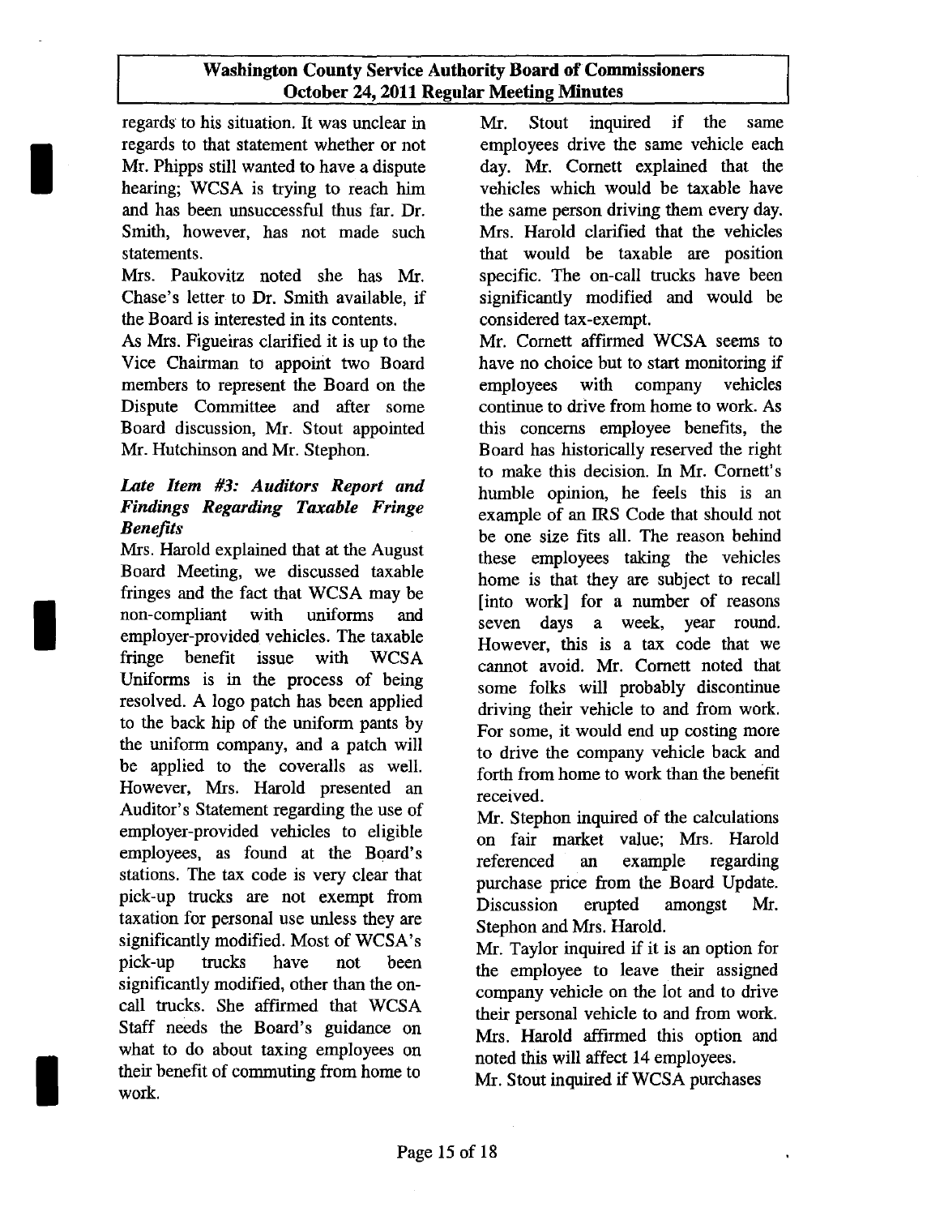regards to his situation. It was unclear in regards to that statement whether or not Mr. Phipps still wanted to have a dispute hearing; WCSA is trying to reach him and has been unsuccessful thus far. Dr. Smith, however, has not made such statements.

Mrs. Paukovitz noted she has Mr. Chase's letter to Dr. Smith available, if the Board is interested in its contents.

As Mrs. Figueiras clarified it is up to the Vice Chairman to appoint two Board members to represent the Board on the Dispute Committee and after some Board discussion, Mr. Stout appointed Mr. Hutchinson and Mr. Stephon.

### *Late Item #3: Auditors Report and Findings Regarding Taxable Fringe Benefits*

Mrs. Harold explained that at the August Board Meeting, we discussed taxable fringes and the fact that WCSA may be non-compliant with uniforms and employer-provided vehicles. The taxable fringe benefit issue with WCSA Uniforms is in the process of being resolved. A logo patch has been applied to the back hip of the uniform pants by the uniform company, and a patch will be applied to the coveralls as well. However, Mrs. Harold presented an Auditor's Statement regarding the use of employer-provided vehicles to eligible employees, as found at the Board's stations. The tax code is very clear that pick-up trucks are not exempt from taxation for personal use unless they are significantly modified. Most of WCSA's pick-up trucks have not been significantly modified, other than the on-call trucks. She affirmed that WCSA Staff needs the Board's guidance on what to do about taxing employees on their benefit of commuting from home to work.

Mr. Stout inquired if the same employees drive the same vehicle each day. Mr. Cornett explained that the vehicles which would be taxable have the same person driving them every day. Mrs. Harold clarified that the vehicles that would be taxable are position specific. The on-call trucks have been significantly modified and would be considered tax-exempt.

Mr. Cornett affirmed WCSA seems to have no choice but to start monitoring if employees with company vehicles continue to drive from home to work. As this concerns employee benefits, the Board has historically reserved the right to make this decision. In Mr. Cornett's humble opinion, he feels this is an example of an IRS Code that should not be one size fits all. The reason behind these employees taking the vehicles home is that they are subject to recall [into work] for a number of reasons seven days a week, year round. However, this is a tax code that we cannot avoid. Mr. Cornett noted that some folks will probably discontinue driving their vehicle to and from work. For some, it would end up costing more to drive the company vehicle back and forth from home to work than the benefit received.

Mr. Stephon inquired of the calculations on fair market value; Mrs. Harold referenced an example regarding purchase price from the Board Update. Discussion erupted amongst Mr. Stephon and Mrs. Harold.

Mr. Taylor inquired if it is an option for the employee to leave their assigned company vehicle on the lot and to drive their personal vehicle to and from work. Mrs. Harold affirmed this option and noted this will affect 14 employees.

Mr. Stout inquired if WCSA purchases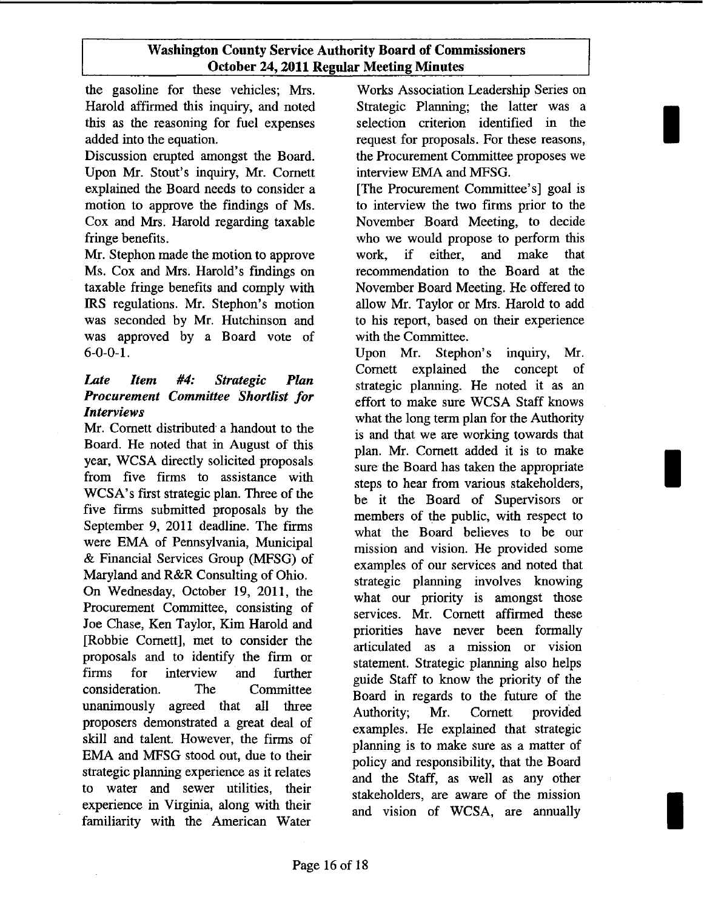the gasoline for these vehicles; Mrs. Harold affirmed this inquiry, and noted this as the reasoning for fuel expenses added into the equation.

Discussion erupted amongst the Board. Upon Mr. Stout's inquiry, Mr. Cornett explained the Board needs to consider a motion to approve the findings of Ms. Cox and Mrs. Harold regarding taxable fringe benefits.

Mr. Stephon made the motion to approve Ms. Cox and Mrs. Harold's findings on taxable fringe benefits and comply with IRS regulations. Mr. Stephon's motion was seconded by Mr. Hutchinson and was approved by a Board vote of 6-0-0-1.

### *Late Item #4: Strategic Plan Procurement Committee Shortlist for Interviews*

Mr. Cornett distributed a handout to the Board. He noted that in August of this year, WCSA directly solicited proposals from five firms to assistance with WCSA's first strategic plan. Three of the five firms submitted proposals by the September 9, 2011 deadline. The firms were EMA of Pennsylvania, Municipal & Financial Services Group (MFSG) of Maryland and R&R Consulting of Ohio.

On Wednesday, October 19, 2011, the Procurement Committee, consisting of Joe Chase, Ken Taylor, Kim Harold and [Robbie Cornett], met to consider the proposals and to identify the firm or firms for interview and further consideration. The Committee unanimously agreed that all three proposers demonstrated a great deal of skill and talent. However, the firms of EMA and MFSG stood out, due to their strategic planning experience as it relates to water and sewer utilities, their experience in Virginia, along with their familiarity with the American Water Works Association Leadership Series on Strategic Planning; the latter was a selection criterion identified in the request for proposals. For these reasons, the Procurement Committee proposes we interview EMA and MFSG.

[The Procurement Committee's] goal is to interview the two firms prior to the November Board Meeting, to decide who we would propose to perform this work, if either, and make that recommendation to the Board at the November Board Meeting. He offered to allow Mr. Taylor or Mrs. Harold to add to his report, based on their experience with the Committee.

Upon Mr. Stephon's inquiry, Mr. Cornett explained the concept of strategic planning. He noted it as an effort to make sure WCSA Staff knows what the long term plan for the Authority is and that we are working towards that plan. Mr. Cornett added it is to make sure the Board has taken the appropriate steps to hear from various stakeholders, be it the Board of Supervisors or members of the public, with respect to what the Board believes to be our mission and vision. He provided some examples of our services and noted that strategic planning involves knowing what our priority is amongst those services. Mr. Cornett affirmed these priorities have never been formally articulated as a mission or vision statement. Strategic planning also helps guide Staff to know the priority of the Board in regards to the future of the Authority; Mr. Cornett provided examples. He explained that strategic planning is to make sure as a matter of policy and responsibility, that the Board and the Staff, as well as any other stakeholders, are aware of the mission and vision of WCSA, are annually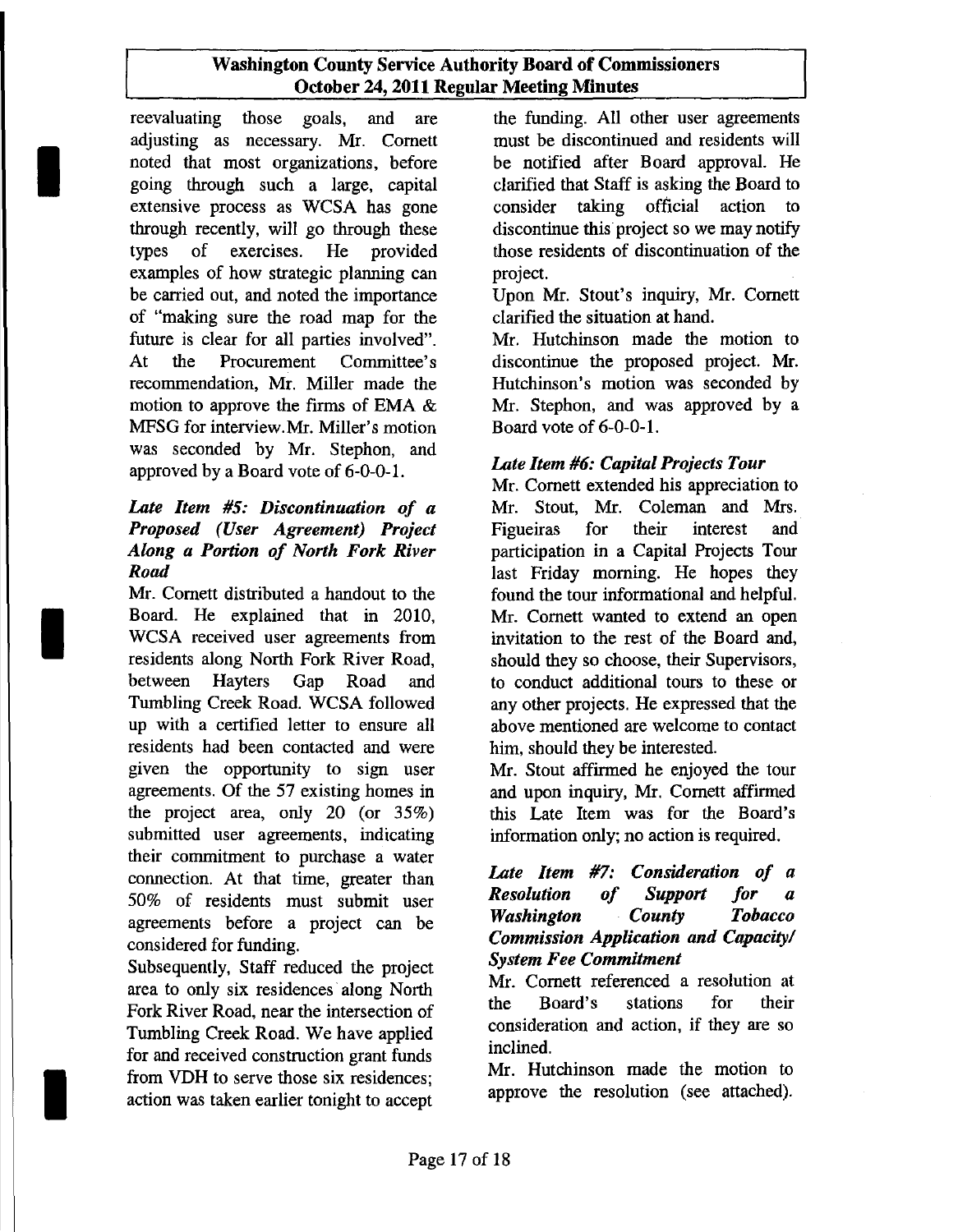reevaluating those goals, and are adjusting as necessary. Mr. Cornett noted that most organizations, before going through such a large, capital extensive process as WCSA has gone through recently, will go through these types of exercises. He provided examples of how strategic planning can be carried out, and noted the importance of "making sure the road map for the future is clear for all parties involved". At the Procurement Committee's recommendation, Mr. Miller made the motion to approve the firms of EMA & MFSG for interview. Mr. Miller's motion was seconded by Mr. Stephon, and approved by a Board vote of 6-0-0-1.

### *Late Item #5: Discontinuation of a Proposed (User Agreement) Project Along a Portion of North Fork River Road*

Mr. Cornett distributed a handout to the Board. He explained that in 2010, WCSA received user agreements from residents along North Fork River Road, between Hayters Gap Road and Tumbling Creek Road. WCSA followed up with a certified letter to ensure all residents had been contacted and were given the opportunity to sign user agreements. Of the 57 existing homes in the project area, only 20 (or 35%) submitted user agreements, indicating their commitment to purchase a water connection. At that time, greater than 50% of residents must submit user agreements before a project can be considered for funding.

Subsequently, Staff reduced the project area to only six residences along North Fork River Road, near the intersection of Tumbling Creek Road. We have applied for and received construction grant funds from VDH to serve those six residences; action was taken earlier tonight to accept the funding. All other user agreements must be discontinued and residents will be notified after Board approval. He clarified that Staff is asking the Board to consider taking official action to discontinue this project so we may notify those residents of discontinuation of the project.

Upon Mr. Stout's inquiry, Mr. Cornett clarified the situation at hand.

Mr. Hutchinson made the motion to discontinue the proposed project. Mr. Hutchinson's motion was seconded by Mr. Stephon, and was approved by a Board vote of 6-0-0-1.

### *Late Item #6: Capital Projects Tour*

Mr. Cornett extended his appreciation to Mr. Stout, Mr. Coleman and Mrs. Figueiras for their interest and participation in a Capital Projects Tour last Friday morning. He hopes they found the tour informational and helpful. Mr. Cornett wanted to extend an open invitation to the rest of the Board and, should they so choose, their Supervisors, to conduct additional tours to these or any other projects. He expressed that the above mentioned are welcome to contact him, should they be interested.

Mr. Stout affirmed he enjoyed the tour and upon inquiry, Mr. Cornett affirmed this Late Item was for the Board's information only; no action is required.

### *Late Item #7: Consideration of a Resolution of Support for a Washington County Tobacco Commission Application and Capacity/ System Fee Commitment*

Mr. Cornett referenced a resolution at the Board's stations for their consideration and action, if they are so inclined.

Mr. Hutchinson made the motion to approve the resolution (see attached).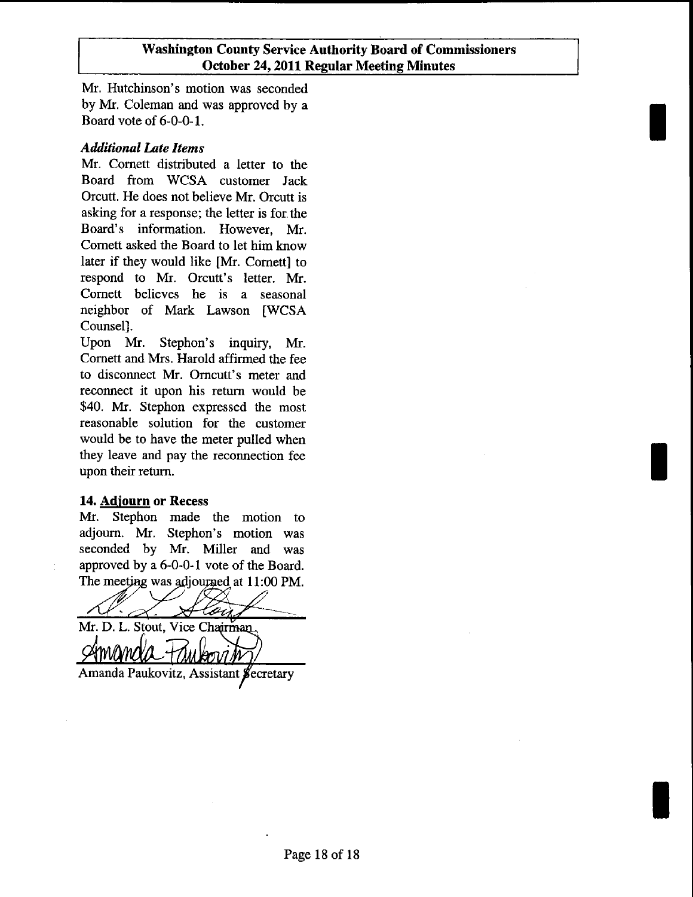Mr. Hutchinson's motion was seconded by Mr. Coleman and was approved by a Board vote of 6-0-0-1.

### *Additional Late Items*

Mr. Cornett distributed a letter to the Board from WCSA customer Jack Orcutt. He does not believe Mr. Orcutt is asking for a response; the letter is for the Board's information. However, Mr. Cornett asked the Board to let him know later if they would like [Mr. Cornett] to respond to Mr. Orcutt's letter. Mr. Cornett believes he is a seasonal neighbor of Mark Lawson [WCSA Counsel].

Upon Mr. Stephon's inquiry, Mr. Cornett and Mrs. Harold affirmed the fee to disconnect Mr. Orncutt's meter and reconnect it upon his return would be $40. Mr. Stephon expressed the most reasonable solution for the customer would be to have the meter pulled when they leave and pay the reconnection fee upon their return.

### 14. **Adjourn** or Recess

Mr. Stephon made the motion to adjourn. Mr. Stephon's motion was seconded by Mr. Miller and was approved by a 6-0-0-1 vote of the Board. The meeting was adjourned at 11:00 PM.

Mr. D. L. Stout, Vice Chairman

Amanda Paukovitz, Assistant Secretary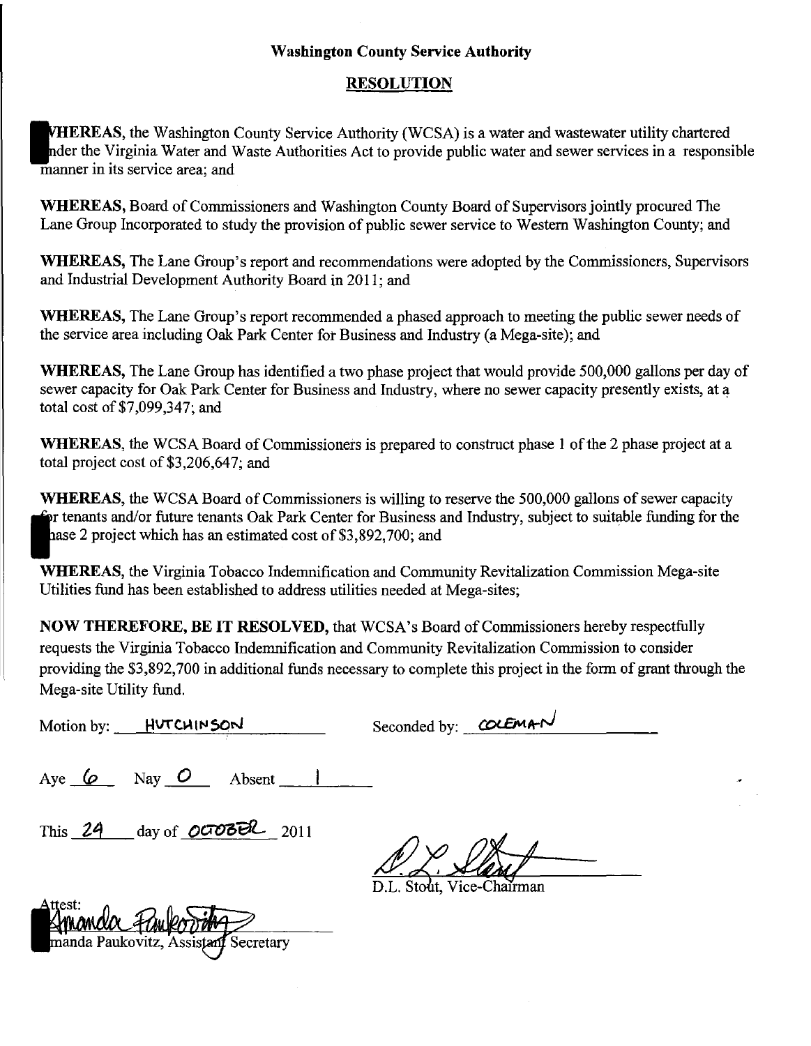**Washington County Service Authority**

**RESOLUTION**

**WHEREAS,** the Washington County Service Authority (WCSA) is a water and wastewater utility chartered under the Virginia Water and Waste Authorities Act to provide public water and sewer services in a responsible manner in its service area; and

**WHEREAS,** Board of Commissioners and Washington County Board of Supervisors jointly procured The Lane Group Incorporated to study the provision of public sewer service to Western Washington County; and

**WHEREAS,** The Lane Group's report and recommendations were adopted by the Commissioners, Supervisors and Industrial Development Authority Board in 2011; and

**WHEREAS,** The Lane Group's report recommended a phased approach to meeting the public sewer needs of the service area including Oak Park Center for Business and Industry (a Mega-site); and

**WHEREAS,** The Lane Group has identified a two phase project that would provide 500,000 gallons per day of sewer capacity for Oak Park Center for Business and Industry, where no sewer capacity presently exists, at a total cost of $7,099,347; and

**WHEREAS,** the WCSA Board of Commissioners is prepared to construct phase 1 of the 2 phase project at a total project cost of $3,206,647; and

**WHEREAS,** the WCSA Board of Commissioners is willing to reserve the 500,000 gallons of sewer capacity for tenants and/or future tenants Oak Park Center for Business and Industry, subject to suitable funding for the phase 2 project which has an estimated cost of $3,892,700; and

**WHEREAS,** the Virginia Tobacco Indemnification and Community Revitalization Commission Mega-site Utilities fund has been established to address utilities needed at Mega-sites;

**NOW THEREFORE, BE IT RESOLVED,** that WCSA's Board of Commissioners hereby respectfully requests the Virginia Tobacco Indemnification and Community Revitalization Commission to consider providing the $3,892,700 in additional funds necessary to complete this project in the form of grant through the Mega-site Utility fund.

Motion by: HUTCHINSON    Seconded by: COLEMAN

Aye 6    Nay 0    Absent 1

This 24 day of OCTOBER 2011

D.L. Stout, Vice-Chairman

Attest:
Amanda Paukovitz, Assistant Secretary